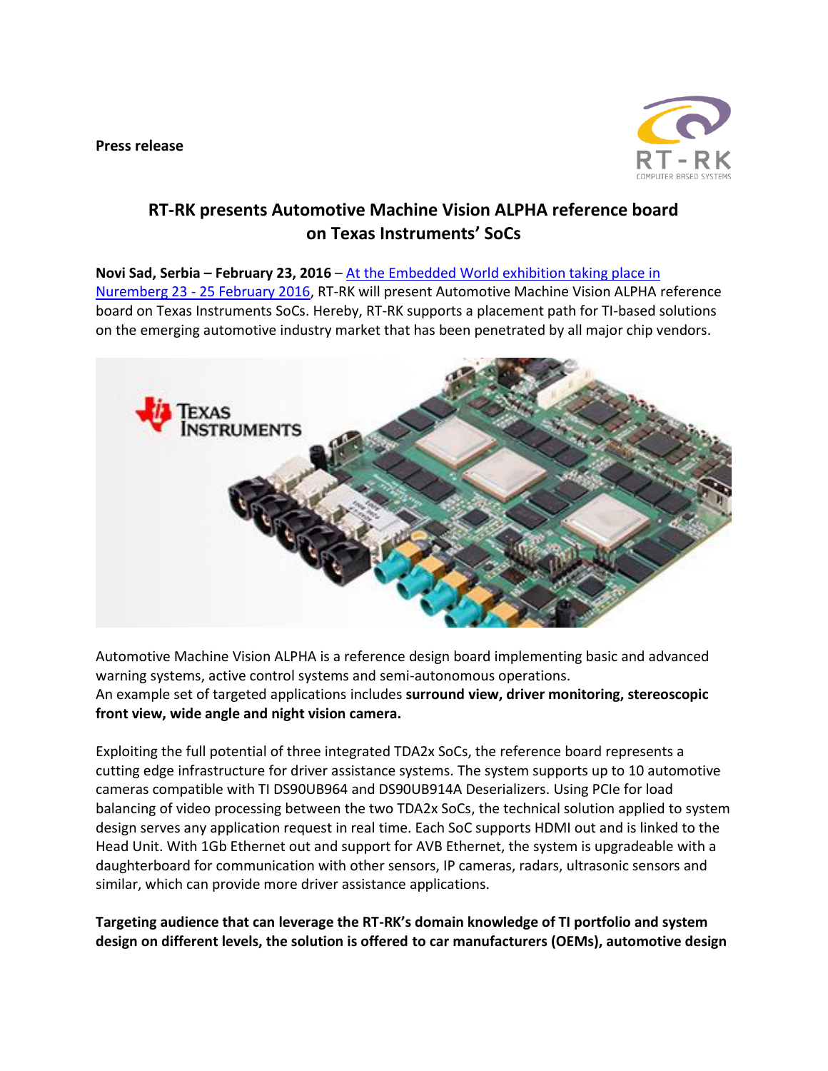**Press release**

# RT-RK presents Automotive Machine Vision ALPHA reference board on Texas Instruments' SoCs

**Novi Sad, Serbia – February 23, 2016** – At the Embedded World exhibition taking place in Nuremberg 23 - 25 February 2016, RT-RK will present Automotive Machine Vision ALPHA reference board on Texas Instruments SoCs. Hereby, RT-RK supports a placement path for TI-based solutions on the emerging automotive industry market that has been penetrated by all major chip vendors.

Automotive Machine Vision ALPHA is a reference design board implementing basic and advanced warning systems, active control systems and semi-autonomous operations.
An example set of targeted applications includes **surround view, driver monitoring, stereoscopic front view, wide angle and night vision camera.**

Exploiting the full potential of three integrated TDA2x SoCs, the reference board represents a cutting edge infrastructure for driver assistance systems. The system supports up to 10 automotive cameras compatible with TI DS90UB964 and DS90UB914A Deserializers. Using PCIe for load balancing of video processing between the two TDA2x SoCs, the technical solution applied to system design serves any application request in real time. Each SoC supports HDMI out and is linked to the Head Unit. With 1Gb Ethernet out and support for AVB Ethernet, the system is upgradeable with a daughterboard for communication with other sensors, IP cameras, radars, ultrasonic sensors and similar, which can provide more driver assistance applications.

**Targeting audience that can leverage the RT-RK's domain knowledge of TI portfolio and system design on different levels, the solution is offered to car manufacturers (OEMs), automotive design**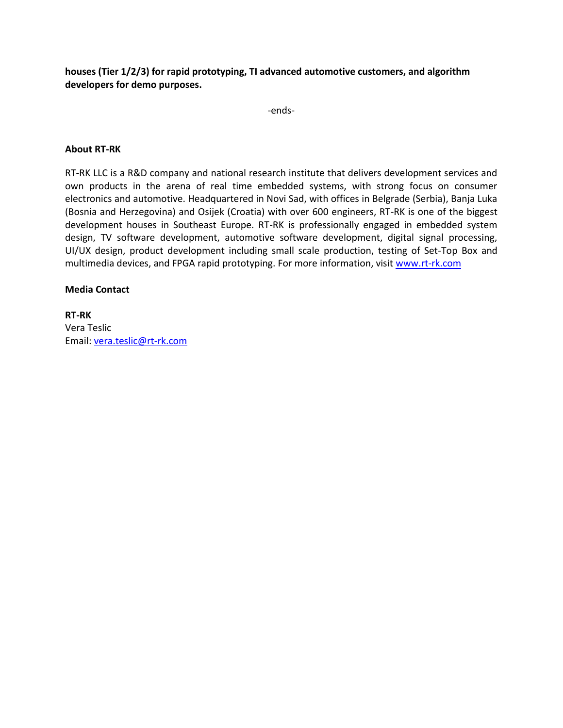**houses (Tier 1/2/3) for rapid prototyping, TI advanced automotive customers, and algorithm developers for demo purposes.**

-ends-

**About RT-RK**

RT-RK LLC is a R&D company and national research institute that delivers development services and own products in the arena of real time embedded systems, with strong focus on consumer electronics and automotive. Headquartered in Novi Sad, with offices in Belgrade (Serbia), Banja Luka (Bosnia and Herzegovina) and Osijek (Croatia) with over 600 engineers, RT-RK is one of the biggest development houses in Southeast Europe. RT-RK is professionally engaged in embedded system design, TV software development, automotive software development, digital signal processing, UI/UX design, product development including small scale production, testing of Set-Top Box and multimedia devices, and FPGA rapid prototyping. For more information, visit [www.rt-rk.com](http://www.rt-rk.com)

**Media Contact**

**RT-RK**
Vera Teslic
Email: [vera.teslic@rt-rk.com](mailto:vera.teslic@rt-rk.com)